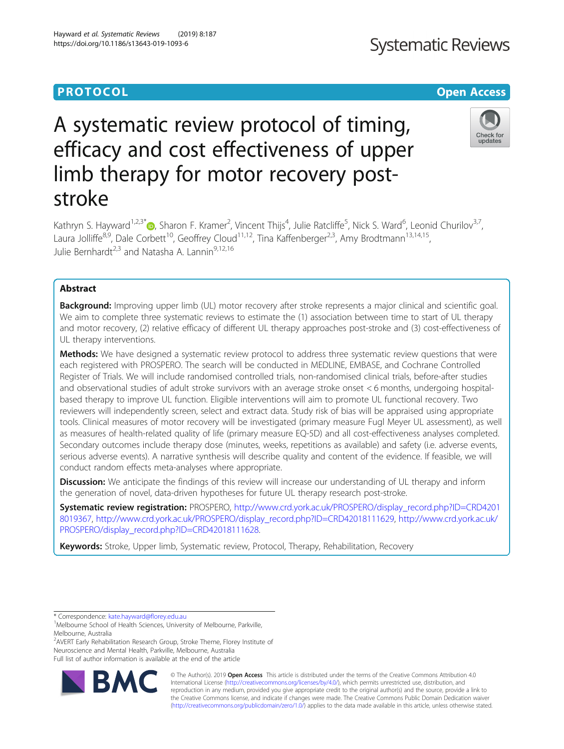PROTOCOL

Open Access

# A systematic review protocol of timing, efficacy and cost effectiveness of upper limb therapy for motor recovery post-stroke

Kathryn S. Hayward[1,2,3*], Sharon F. Kramer[2], Vincent Thijs[4], Julie Ratcliffe[5], Nick S. Ward[6], Leonid Churilov[3,7], Laura Jolliffe[8,9], Dale Corbett[10], Geoffrey Cloud[11,12], Tina Kaffenberger[2,3], Amy Brodtmann[13,14,15], Julie Bernhardt[2,3] and Natasha A. Lannin[9,12,16]

## Abstract

**Background:** Improving upper limb (UL) motor recovery after stroke represents a major clinical and scientific goal. We aim to complete three systematic reviews to estimate the (1) association between time to start of UL therapy and motor recovery, (2) relative efficacy of different UL therapy approaches post-stroke and (3) cost-effectiveness of UL therapy interventions.

**Methods:** We have designed a systematic review protocol to address three systematic review questions that were each registered with PROSPERO. The search will be conducted in MEDLINE, EMBASE, and Cochrane Controlled Register of Trials. We will include randomised controlled trials, non-randomised clinical trials, before-after studies and observational studies of adult stroke survivors with an average stroke onset < 6 months, undergoing hospital-based therapy to improve UL function. Eligible interventions will aim to promote UL functional recovery. Two reviewers will independently screen, select and extract data. Study risk of bias will be appraised using appropriate tools. Clinical measures of motor recovery will be investigated (primary measure Fugl Meyer UL assessment), as well as measures of health-related quality of life (primary measure EQ-5D) and all cost-effectiveness analyses completed. Secondary outcomes include therapy dose (minutes, weeks, repetitions as available) and safety (i.e. adverse events, serious adverse events). A narrative synthesis will describe quality and content of the evidence. If feasible, we will conduct random effects meta-analyses where appropriate.

**Discussion:** We anticipate the findings of this review will increase our understanding of UL therapy and inform the generation of novel, data-driven hypotheses for future UL therapy research post-stroke.

**Systematic review registration:** PROSPERO, http://www.crd.york.ac.uk/PROSPERO/display_record.php?ID=CRD42018019367, http://www.crd.york.ac.uk/PROSPERO/display_record.php?ID=CRD42018111629, http://www.crd.york.ac.uk/PROSPERO/display_record.php?ID=CRD42018111628.

**Keywords:** Stroke, Upper limb, Systematic review, Protocol, Therapy, Rehabilitation, Recovery

---

\* Correspondence: kate.hayward@florey.edu.au
[1]Melbourne School of Health Sciences, University of Melbourne, Parkville, Melbourne, Australia
[2]AVERT Early Rehabilitation Research Group, Stroke Theme, Florey Institute of Neuroscience and Mental Health, Parkville, Melbourne, Australia
Full list of author information is available at the end of the article

© The Author(s). 2019 **Open Access** This article is distributed under the terms of the Creative Commons Attribution 4.0 International License (http://creativecommons.org/licenses/by/4.0/), which permits unrestricted use, distribution, and reproduction in any medium, provided you give appropriate credit to the original author(s) and the source, provide a link to the Creative Commons license, and indicate if changes were made. The Creative Commons Public Domain Dedication waiver (http://creativecommons.org/publicdomain/zero/1.0/) applies to the data made available in this article, unless otherwise stated.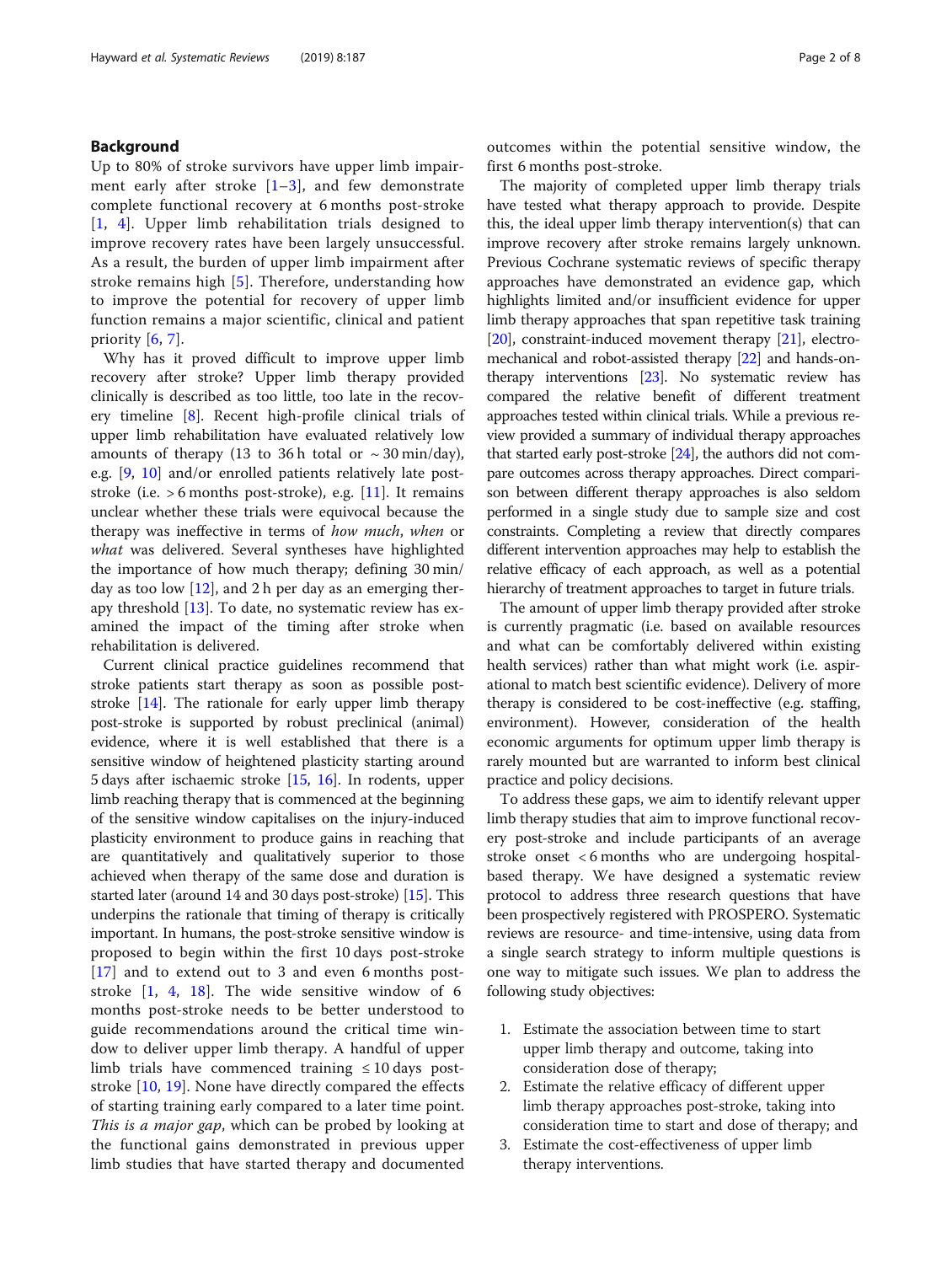## Background

Up to 80% of stroke survivors have upper limb impairment early after stroke [1–3], and few demonstrate complete functional recovery at 6 months post-stroke [1, 4]. Upper limb rehabilitation trials designed to improve recovery rates have been largely unsuccessful. As a result, the burden of upper limb impairment after stroke remains high [5]. Therefore, understanding how to improve the potential for recovery of upper limb function remains a major scientific, clinical and patient priority [6, 7].

Why has it proved difficult to improve upper limb recovery after stroke? Upper limb therapy provided clinically is described as too little, too late in the recovery timeline [8]. Recent high-profile clinical trials of upper limb rehabilitation have evaluated relatively low amounts of therapy (13 to 36 h total or ~ 30 min/day), e.g. [9, 10] and/or enrolled patients relatively late post-stroke (i.e. > 6 months post-stroke), e.g. [11]. It remains unclear whether these trials were equivocal because the therapy was ineffective in terms of *how much*, *when* or *what* was delivered. Several syntheses have highlighted the importance of how much therapy; defining 30 min/day as too low [12], and 2 h per day as an emerging therapy threshold [13]. To date, no systematic review has examined the impact of the timing after stroke when rehabilitation is delivered.

Current clinical practice guidelines recommend that stroke patients start therapy as soon as possible post-stroke [14]. The rationale for early upper limb therapy post-stroke is supported by robust preclinical (animal) evidence, where it is well established that there is a sensitive window of heightened plasticity starting around 5 days after ischaemic stroke [15, 16]. In rodents, upper limb reaching therapy that is commenced at the beginning of the sensitive window capitalises on the injury-induced plasticity environment to produce gains in reaching that are quantitatively and qualitatively superior to those achieved when therapy of the same dose and duration is started later (around 14 and 30 days post-stroke) [15]. This underpins the rationale that timing of therapy is critically important. In humans, the post-stroke sensitive window is proposed to begin within the first 10 days post-stroke [17] and to extend out to 3 and even 6 months post-stroke [1, 4, 18]. The wide sensitive window of 6 months post-stroke needs to be better understood to guide recommendations around the critical time window to deliver upper limb therapy. A handful of upper limb trials have commenced training ≤ 10 days post-stroke [10, 19]. None have directly compared the effects of starting training early compared to a later time point. *This is a major gap*, which can be probed by looking at the functional gains demonstrated in previous upper limb studies that have started therapy and documented outcomes within the potential sensitive window, the first 6 months post-stroke.

The majority of completed upper limb therapy trials have tested what therapy approach to provide. Despite this, the ideal upper limb therapy intervention(s) that can improve recovery after stroke remains largely unknown. Previous Cochrane systematic reviews of specific therapy approaches have demonstrated an evidence gap, which highlights limited and/or insufficient evidence for upper limb therapy approaches that span repetitive task training [20], constraint-induced movement therapy [21], electromechanical and robot-assisted therapy [22] and hands-on-therapy interventions [23]. No systematic review has compared the relative benefit of different treatment approaches tested within clinical trials. While a previous review provided a summary of individual therapy approaches that started early post-stroke [24], the authors did not compare outcomes across therapy approaches. Direct comparison between different therapy approaches is also seldom performed in a single study due to sample size and cost constraints. Completing a review that directly compares different intervention approaches may help to establish the relative efficacy of each approach, as well as a potential hierarchy of treatment approaches to target in future trials.

The amount of upper limb therapy provided after stroke is currently pragmatic (i.e. based on available resources and what can be comfortably delivered within existing health services) rather than what might work (i.e. aspirational to match best scientific evidence). Delivery of more therapy is considered to be cost-ineffective (e.g. staffing, environment). However, consideration of the health economic arguments for optimum upper limb therapy is rarely mounted but are warranted to inform best clinical practice and policy decisions.

To address these gaps, we aim to identify relevant upper limb therapy studies that aim to improve functional recovery post-stroke and include participants of an average stroke onset < 6 months who are undergoing hospital-based therapy. We have designed a systematic review protocol to address three research questions that have been prospectively registered with PROSPERO. Systematic reviews are resource- and time-intensive, using data from a single search strategy to inform multiple questions is one way to mitigate such issues. We plan to address the following study objectives:

1. Estimate the association between time to start upper limb therapy and outcome, taking into consideration dose of therapy;
2. Estimate the relative efficacy of different upper limb therapy approaches post-stroke, taking into consideration time to start and dose of therapy; and
3. Estimate the cost-effectiveness of upper limb therapy interventions.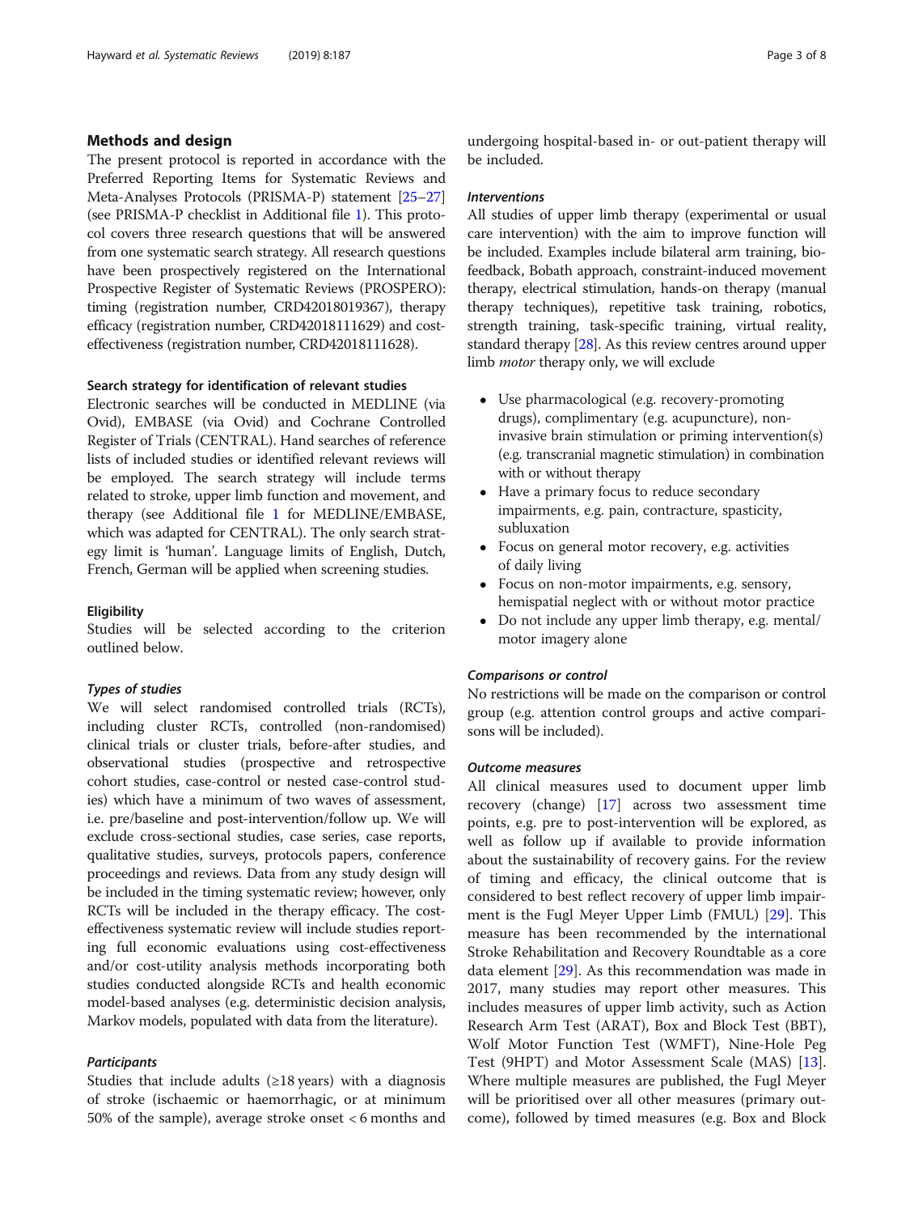## Methods and design

The present protocol is reported in accordance with the Preferred Reporting Items for Systematic Reviews and Meta-Analyses Protocols (PRISMA-P) statement [25–27] (see PRISMA-P checklist in Additional file 1). This protocol covers three research questions that will be answered from one systematic search strategy. All research questions have been prospectively registered on the International Prospective Register of Systematic Reviews (PROSPERO): timing (registration number, CRD42018019367), therapy efficacy (registration number, CRD42018111629) and cost-effectiveness (registration number, CRD42018111628).

### Search strategy for identification of relevant studies

Electronic searches will be conducted in MEDLINE (via Ovid), EMBASE (via Ovid) and Cochrane Controlled Register of Trials (CENTRAL). Hand searches of reference lists of included studies or identified relevant reviews will be employed. The search strategy will include terms related to stroke, upper limb function and movement, and therapy (see Additional file 1 for MEDLINE/EMBASE, which was adapted for CENTRAL). The only search strategy limit is 'human'. Language limits of English, Dutch, French, German will be applied when screening studies.

### Eligibility

Studies will be selected according to the criterion outlined below.

#### *Types of studies*

We will select randomised controlled trials (RCTs), including cluster RCTs, controlled (non-randomised) clinical trials or cluster trials, before-after studies, and observational studies (prospective and retrospective cohort studies, case-control or nested case-control studies) which have a minimum of two waves of assessment, i.e. pre/baseline and post-intervention/follow up. We will exclude cross-sectional studies, case series, case reports, qualitative studies, surveys, protocols papers, conference proceedings and reviews. Data from any study design will be included in the timing systematic review; however, only RCTs will be included in the therapy efficacy. The cost-effectiveness systematic review will include studies reporting full economic evaluations using cost-effectiveness and/or cost-utility analysis methods incorporating both studies conducted alongside RCTs and health economic model-based analyses (e.g. deterministic decision analysis, Markov models, populated with data from the literature).

#### *Participants*

Studies that include adults (≥18 years) with a diagnosis of stroke (ischaemic or haemorrhagic, or at minimum 50% of the sample), average stroke onset < 6 months and undergoing hospital-based in- or out-patient therapy will be included.

#### *Interventions*

All studies of upper limb therapy (experimental or usual care intervention) with the aim to improve function will be included. Examples include bilateral arm training, biofeedback, Bobath approach, constraint-induced movement therapy, electrical stimulation, hands-on therapy (manual therapy techniques), repetitive task training, robotics, strength training, task-specific training, virtual reality, standard therapy [28]. As this review centres around upper limb *motor* therapy only, we will exclude

- Use pharmacological (e.g. recovery-promoting drugs), complimentary (e.g. acupuncture), non-invasive brain stimulation or priming intervention(s) (e.g. transcranial magnetic stimulation) in combination with or without therapy
- Have a primary focus to reduce secondary impairments, e.g. pain, contracture, spasticity, subluxation
- Focus on general motor recovery, e.g. activities of daily living
- Focus on non-motor impairments, e.g. sensory, hemispatial neglect with or without motor practice
- Do not include any upper limb therapy, e.g. mental/motor imagery alone

#### *Comparisons or control*

No restrictions will be made on the comparison or control group (e.g. attention control groups and active comparisons will be included).

#### *Outcome measures*

All clinical measures used to document upper limb recovery (change) [17] across two assessment time points, e.g. pre to post-intervention will be explored, as well as follow up if available to provide information about the sustainability of recovery gains. For the review of timing and efficacy, the clinical outcome that is considered to best reflect recovery of upper limb impairment is the Fugl Meyer Upper Limb (FMUL) [29]. This measure has been recommended by the international Stroke Rehabilitation and Recovery Roundtable as a core data element [29]. As this recommendation was made in 2017, many studies may report other measures. This includes measures of upper limb activity, such as Action Research Arm Test (ARAT), Box and Block Test (BBT), Wolf Motor Function Test (WMFT), Nine-Hole Peg Test (9HPT) and Motor Assessment Scale (MAS) [13]. Where multiple measures are published, the Fugl Meyer will be prioritised over all other measures (primary outcome), followed by timed measures (e.g. Box and Block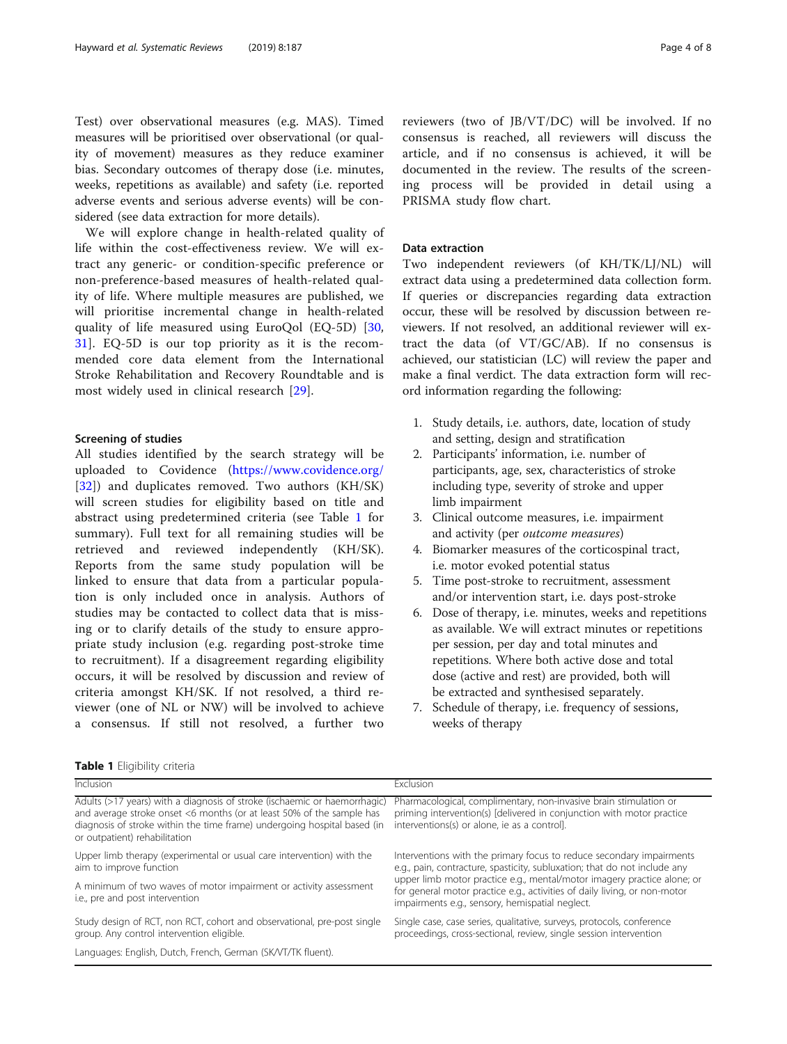Test) over observational measures (e.g. MAS). Timed measures will be prioritised over observational (or quality of movement) measures as they reduce examiner bias. Secondary outcomes of therapy dose (i.e. minutes, weeks, repetitions as available) and safety (i.e. reported adverse events and serious adverse events) will be considered (see data extraction for more details).

We will explore change in health-related quality of life within the cost-effectiveness review. We will extract any generic- or condition-specific preference or non-preference-based measures of health-related quality of life. Where multiple measures are published, we will prioritise incremental change in health-related quality of life measured using EuroQol (EQ-5D) [30, 31]. EQ-5D is our top priority as it is the recommended core data element from the International Stroke Rehabilitation and Recovery Roundtable and is most widely used in clinical research [29].

### Screening of studies

All studies identified by the search strategy will be uploaded to Covidence (https://www.covidence.org/ [32]) and duplicates removed. Two authors (KH/SK) will screen studies for eligibility based on title and abstract using predetermined criteria (see Table 1 for summary). Full text for all remaining studies will be retrieved and reviewed independently (KH/SK). Reports from the same study population will be linked to ensure that data from a particular population is only included once in analysis. Authors of studies may be contacted to collect data that is missing or to clarify details of the study to ensure appropriate study inclusion (e.g. regarding post-stroke time to recruitment). If a disagreement regarding eligibility occurs, it will be resolved by discussion and review of criteria amongst KH/SK. If not resolved, a third reviewer (one of NL or NW) will be involved to achieve a consensus. If still not resolved, a further two reviewers (two of JB/VT/DC) will be involved. If no consensus is reached, all reviewers will discuss the article, and if no consensus is achieved, it will be documented in the review. The results of the screening process will be provided in detail using a PRISMA study flow chart.

### Data extraction

Two independent reviewers (of KH/TK/LJ/NL) will extract data using a predetermined data collection form. If queries or discrepancies regarding data extraction occur, these will be resolved by discussion between reviewers. If not resolved, an additional reviewer will extract the data (of VT/GC/AB). If no consensus is achieved, our statistician (LC) will review the paper and make a final verdict. The data extraction form will record information regarding the following:

1. Study details, i.e. authors, date, location of study and setting, design and stratification
2. Participants' information, i.e. number of participants, age, sex, characteristics of stroke including type, severity of stroke and upper limb impairment
3. Clinical outcome measures, i.e. impairment and activity (per *outcome measures*)
4. Biomarker measures of the corticospinal tract, i.e. motor evoked potential status
5. Time post-stroke to recruitment, assessment and/or intervention start, i.e. days post-stroke
6. Dose of therapy, i.e. minutes, weeks and repetitions as available. We will extract minutes or repetitions per session, per day and total minutes and repetitions. Where both active dose and total dose (active and rest) are provided, both will be extracted and synthesised separately.
7. Schedule of therapy, i.e. frequency of sessions, weeks of therapy

**Table 1** Eligibility criteria

| Inclusion | Exclusion |
|---|---|
| Adults (>17 years) with a diagnosis of stroke (ischaemic or haemorrhagic) and average stroke onset <6 months (or at least 50% of the sample has diagnosis of stroke within the time frame) undergoing hospital based (in or outpatient) rehabilitation | Pharmacological, complimentary, non-invasive brain stimulation or priming intervention(s) [delivered in conjunction with motor practice interventions(s) or alone, ie as a control]. |
| Upper limb therapy (experimental or usual care intervention) with the aim to improve function | Interventions with the primary focus to reduce secondary impairments e.g., pain, contracture, spasticity, subluxation; that do not include any upper limb motor practice e.g., mental/motor imagery practice alone; or for general motor practice e.g., activities of daily living, or non-motor impairments e.g., sensory, hemispatial neglect. |
| A minimum of two waves of motor impairment or activity assessment i.e., pre and post intervention | |
| Study design of RCT, non RCT, cohort and observational, pre-post single group. Any control intervention eligible. | Single case, case series, qualitative, surveys, protocols, conference proceedings, cross-sectional, review, single session intervention |
| Languages: English, Dutch, French, German (SK/VT/TK fluent). | |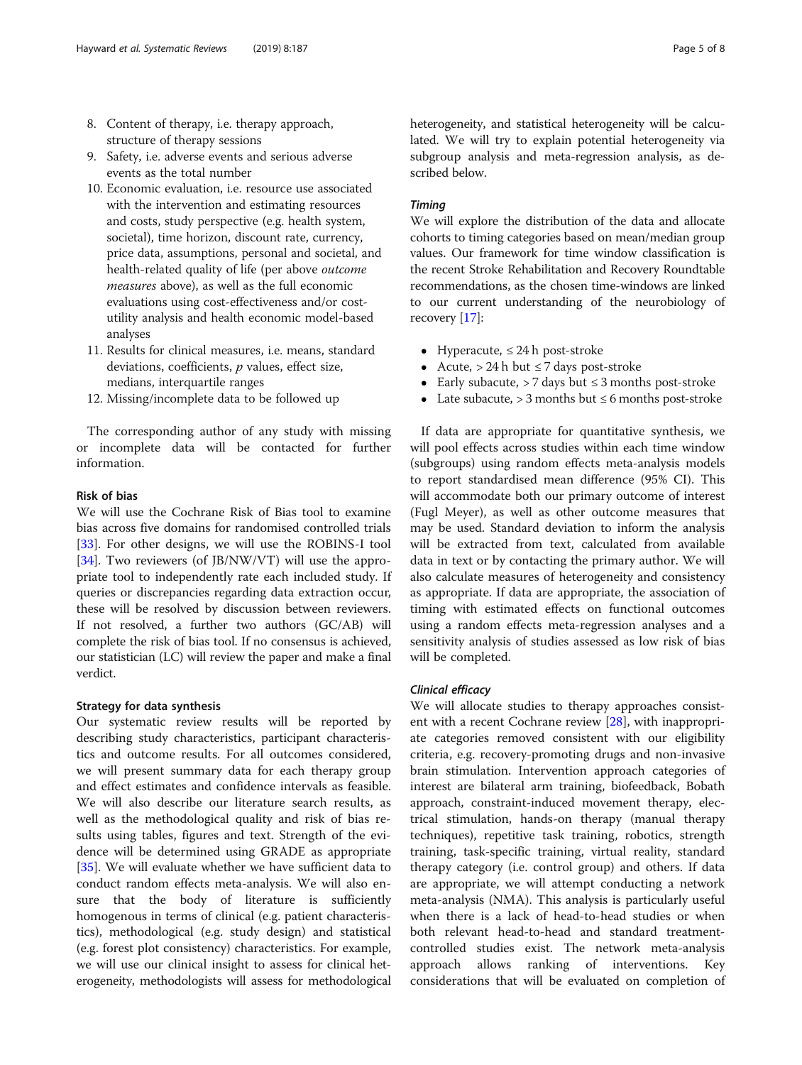8. Content of therapy, i.e. therapy approach, structure of therapy sessions
9. Safety, i.e. adverse events and serious adverse events as the total number
10. Economic evaluation, i.e. resource use associated with the intervention and estimating resources and costs, study perspective (e.g. health system, societal), time horizon, discount rate, currency, price data, assumptions, personal and societal, and health-related quality of life (per above *outcome measures* above), as well as the full economic evaluations using cost-effectiveness and/or cost-utility analysis and health economic model-based analyses
11. Results for clinical measures, i.e. means, standard deviations, coefficients, *p* values, effect size, medians, interquartile ranges
12. Missing/incomplete data to be followed up

The corresponding author of any study with missing or incomplete data will be contacted for further information.

### Risk of bias

We will use the Cochrane Risk of Bias tool to examine bias across five domains for randomised controlled trials [33]. For other designs, we will use the ROBINS-I tool [34]. Two reviewers (of JB/NW/VT) will use the appropriate tool to independently rate each included study. If queries or discrepancies regarding data extraction occur, these will be resolved by discussion between reviewers. If not resolved, a further two authors (GC/AB) will complete the risk of bias tool. If no consensus is achieved, our statistician (LC) will review the paper and make a final verdict.

### Strategy for data synthesis

Our systematic review results will be reported by describing study characteristics, participant characteristics and outcome results. For all outcomes considered, we will present summary data for each therapy group and effect estimates and confidence intervals as feasible. We will also describe our literature search results, as well as the methodological quality and risk of bias results using tables, figures and text. Strength of the evidence will be determined using GRADE as appropriate [35]. We will evaluate whether we have sufficient data to conduct random effects meta-analysis. We will also ensure that the body of literature is sufficiently homogenous in terms of clinical (e.g. patient characteristics), methodological (e.g. study design) and statistical (e.g. forest plot consistency) characteristics. For example, we will use our clinical insight to assess for clinical heterogeneity, methodologists will assess for methodological heterogeneity, and statistical heterogeneity will be calculated. We will try to explain potential heterogeneity via subgroup analysis and meta-regression analysis, as described below.

#### *Timing*

We will explore the distribution of the data and allocate cohorts to timing categories based on mean/median group values. Our framework for time window classification is the recent Stroke Rehabilitation and Recovery Roundtable recommendations, as the chosen time-windows are linked to our current understanding of the neurobiology of recovery [17]:

- Hyperacute, ≤ 24 h post-stroke
- Acute, > 24 h but ≤ 7 days post-stroke
- Early subacute, > 7 days but ≤ 3 months post-stroke
- Late subacute, > 3 months but ≤ 6 months post-stroke

If data are appropriate for quantitative synthesis, we will pool effects across studies within each time window (subgroups) using random effects meta-analysis models to report standardised mean difference (95% CI). This will accommodate both our primary outcome of interest (Fugl Meyer), as well as other outcome measures that may be used. Standard deviation to inform the analysis will be extracted from text, calculated from available data in text or by contacting the primary author. We will also calculate measures of heterogeneity and consistency as appropriate. If data are appropriate, the association of timing with estimated effects on functional outcomes using a random effects meta-regression analyses and a sensitivity analysis of studies assessed as low risk of bias will be completed.

#### *Clinical efficacy*

We will allocate studies to therapy approaches consistent with a recent Cochrane review [28], with inappropriate categories removed consistent with our eligibility criteria, e.g. recovery-promoting drugs and non-invasive brain stimulation. Intervention approach categories of interest are bilateral arm training, biofeedback, Bobath approach, constraint-induced movement therapy, electrical stimulation, hands-on therapy (manual therapy techniques), repetitive task training, robotics, strength training, task-specific training, virtual reality, standard therapy category (i.e. control group) and others. If data are appropriate, we will attempt conducting a network meta-analysis (NMA). This analysis is particularly useful when there is a lack of head-to-head studies or when both relevant head-to-head and standard treatment-controlled studies exist. The network meta-analysis approach allows ranking of interventions. Key considerations that will be evaluated on completion of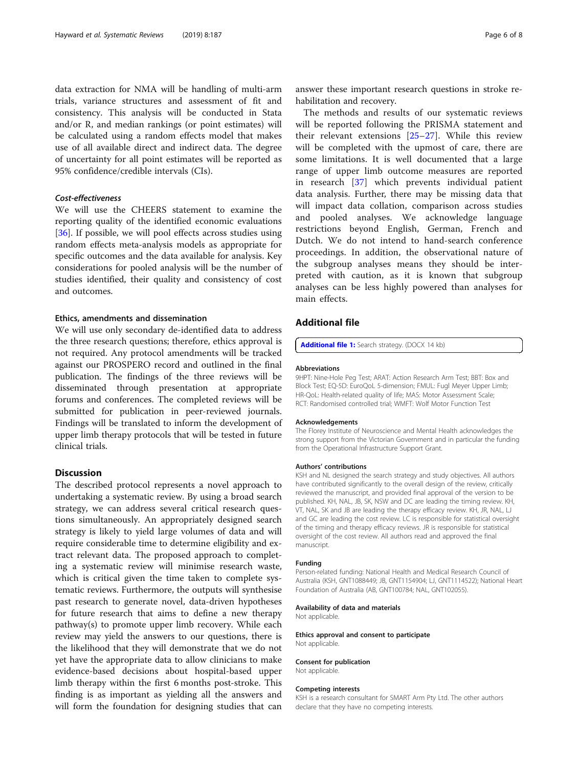data extraction for NMA will be handling of multi-arm trials, variance structures and assessment of fit and consistency. This analysis will be conducted in Stata and/or R, and median rankings (or point estimates) will be calculated using a random effects model that makes use of all available direct and indirect data. The degree of uncertainty for all point estimates will be reported as 95% confidence/credible intervals (CIs).

#### *Cost-effectiveness*

We will use the CHEERS statement to examine the reporting quality of the identified economic evaluations [36]. If possible, we will pool effects across studies using random effects meta-analysis models as appropriate for specific outcomes and the data available for analysis. Key considerations for pooled analysis will be the number of studies identified, their quality and consistency of cost and outcomes.

### Ethics, amendments and dissemination

We will use only secondary de-identified data to address the three research questions; therefore, ethics approval is not required. Any protocol amendments will be tracked against our PROSPERO record and outlined in the final publication. The findings of the three reviews will be disseminated through presentation at appropriate forums and conferences. The completed reviews will be submitted for publication in peer-reviewed journals. Findings will be translated to inform the development of upper limb therapy protocols that will be tested in future clinical trials.

## Discussion

The described protocol represents a novel approach to undertaking a systematic review. By using a broad search strategy, we can address several critical research questions simultaneously. An appropriately designed search strategy is likely to yield large volumes of data and will require considerable time to determine eligibility and extract relevant data. The proposed approach to completing a systematic review will minimise research waste, which is critical given the time taken to complete systematic reviews. Furthermore, the outputs will synthesise past research to generate novel, data-driven hypotheses for future research that aims to define a new therapy pathway(s) to promote upper limb recovery. While each review may yield the answers to our questions, there is the likelihood that they will demonstrate that we do not yet have the appropriate data to allow clinicians to make evidence-based decisions about hospital-based upper limb therapy within the first 6 months post-stroke. This finding is as important as yielding all the answers and will form the foundation for designing studies that can answer these important research questions in stroke rehabilitation and recovery.

The methods and results of our systematic reviews will be reported following the PRISMA statement and their relevant extensions [25–27]. While this review will be completed with the upmost of care, there are some limitations. It is well documented that a large range of upper limb outcome measures are reported in research [37] which prevents individual patient data analysis. Further, there may be missing data that will impact data collation, comparison across studies and pooled analyses. We acknowledge language restrictions beyond English, German, French and Dutch. We do not intend to hand-search conference proceedings. In addition, the observational nature of the subgroup analyses means they should be interpreted with caution, as it is known that subgroup analyses can be less highly powered than analyses for main effects.

## Additional file

**Additional file 1:** Search strategy. (DOCX 14 kb)

#### Abbreviations

9HPT: Nine-Hole Peg Test; ARAT: Action Research Arm Test; BBT: Box and Block Test; EQ-5D: EuroQoL 5-dimension; FMUL: Fugl Meyer Upper Limb; HR-QoL: Health-related quality of life; MAS: Motor Assessment Scale; RCT: Randomised controlled trial; WMFT: Wolf Motor Function Test

#### Acknowledgements

The Florey Institute of Neuroscience and Mental Health acknowledges the strong support from the Victorian Government and in particular the funding from the Operational Infrastructure Support Grant.

#### Authors' contributions

KSH and NL designed the search strategy and study objectives. All authors have contributed significantly to the overall design of the review, critically reviewed the manuscript, and provided final approval of the version to be published. KH, NAL, JB, SK, NSW and DC are leading the timing review. KH, VT, NAL, SK and JB are leading the therapy efficacy review. KH, JR, NAL, LJ and GC are leading the cost review. LC is responsible for statistical oversight of the timing and therapy efficacy reviews. JR is responsible for statistical oversight of the cost review. All authors read and approved the final manuscript.

#### Funding

Person-related funding: National Health and Medical Research Council of Australia (KSH, GNT1088449; JB, GNT1154904; LJ, GNT1114522); National Heart Foundation of Australia (AB, GNT100784; NAL, GNT102055).

#### Availability of data and materials

Not applicable.

#### Ethics approval and consent to participate

Not applicable.

#### Consent for publication

Not applicable.

#### Competing interests

KSH is a research consultant for SMART Arm Pty Ltd. The other authors declare that they have no competing interests.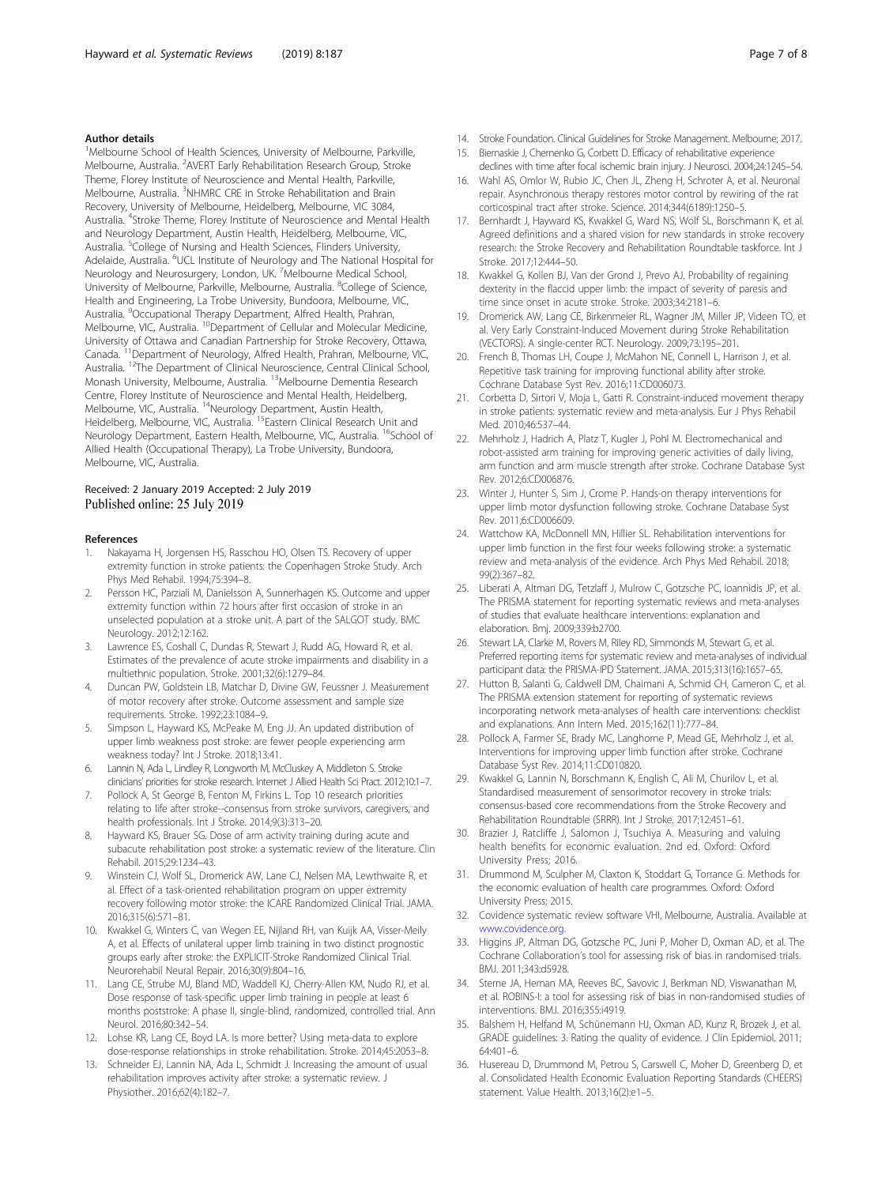### Author details

[1]Melbourne School of Health Sciences, University of Melbourne, Parkville, Melbourne, Australia. [2]AVERT Early Rehabilitation Research Group, Stroke Theme, Florey Institute of Neuroscience and Mental Health, Parkville, Melbourne, Australia. [3]NHMRC CRE in Stroke Rehabilitation and Brain Recovery, University of Melbourne, Heidelberg, Melbourne, VIC 3084, Australia. [4]Stroke Theme, Florey Institute of Neuroscience and Mental Health and Neurology Department, Austin Health, Heidelberg, Melbourne, VIC, Australia. [5]College of Nursing and Health Sciences, Flinders University, Adelaide, Australia. [6]UCL Institute of Neurology and The National Hospital for Neurology and Neurosurgery, London, UK. [7]Melbourne Medical School, University of Melbourne, Parkville, Melbourne, Australia. [8]College of Science, Health and Engineering, La Trobe University, Bundoora, Melbourne, VIC, Australia. [9]Occupational Therapy Department, Alfred Health, Prahran, Melbourne, VIC, Australia. [10]Department of Cellular and Molecular Medicine, University of Ottawa and Canadian Partnership for Stroke Recovery, Ottawa, Canada. [11]Department of Neurology, Alfred Health, Prahran, Melbourne, VIC, Australia. [12]The Department of Clinical Neuroscience, Central Clinical School, Monash University, Melbourne, Australia. [13]Melbourne Dementia Research Centre, Florey Institute of Neuroscience and Mental Health, Heidelberg, Melbourne, VIC, Australia. [14]Neurology Department, Austin Health, Heidelberg, Melbourne, VIC, Australia. [15]Eastern Clinical Research Unit and Neurology Department, Eastern Health, Melbourne, VIC, Australia. [16]School of Allied Health (Occupational Therapy), La Trobe University, Bundoora, Melbourne, VIC, Australia.

Received: 2 January 2019 Accepted: 2 July 2019
Published online: 25 July 2019

### References

1. Nakayama H, Jorgensen HS, Rasschou HO, Olsen TS. Recovery of upper extremity function in stroke patients: the Copenhagen Stroke Study. Arch Phys Med Rehabil. 1994;75:394–8.
2. Persson HC, Parziali M, Danielsson A, Sunnerhagen KS. Outcome and upper extremity function within 72 hours after first occasion of stroke in an unselected population at a stroke unit. A part of the SALGOT study. BMC Neurology. 2012;12:162.
3. Lawrence ES, Coshall C, Dundas R, Stewart J, Rudd AG, Howard R, et al. Estimates of the prevalence of acute stroke impairments and disability in a multiethnic population. Stroke. 2001;32(6):1279–84.
4. Duncan PW, Goldstein LB, Matchar D, Divine GW, Feussner J. Measurement of motor recovery after stroke. Outcome assessment and sample size requirements. Stroke. 1992;23:1084–9.
5. Simpson L, Hayward KS, McPeake M, Eng JJ. An updated distribution of upper limb weakness post stroke: are fewer people experiencing arm weakness today? Int J Stroke. 2018;13:41.
6. Lannin N, Ada L, Lindley R, Longworth M, McCluskey A, Middleton S. Stroke clinicians' priorities for stroke research. Internet J Allied Health Sci Pract. 2012;10:1–7.
7. Pollock A, St George B, Fenton M, Firkins L. Top 10 research priorities relating to life after stroke--consensus from stroke survivors, caregivers, and health professionals. Int J Stroke. 2014;9(3):313–20.
8. Hayward KS, Brauer SG. Dose of arm activity training during acute and subacute rehabilitation post stroke: a systematic review of the literature. Clin Rehabil. 2015;29:1234–43.
9. Winstein CJ, Wolf SL, Dromerick AW, Lane CJ, Nelsen MA, Lewthwaite R, et al. Effect of a task-oriented rehabilitation program on upper extremity recovery following motor stroke: the ICARE Randomized Clinical Trial. JAMA. 2016;315(6):571–81.
10. Kwakkel G, Winters C, van Wegen EE, Nijland RH, van Kuijk AA, Visser-Meily A, et al. Effects of unilateral upper limb training in two distinct prognostic groups early after stroke: the EXPLICIT-Stroke Randomized Clinical Trial. Neurorehabil Neural Repair. 2016;30(9):804–16.
11. Lang CE, Strube MJ, Bland MD, Waddell KJ, Cherry-Allen KM, Nudo RJ, et al. Dose response of task-specific upper limb training in people at least 6 months poststroke: A phase II, single-blind, randomized, controlled trial. Ann Neurol. 2016;80:342–54.
12. Lohse KR, Lang CE, Boyd LA. Is more better? Using meta-data to explore dose-response relationships in stroke rehabilitation. Stroke. 2014;45:2053–8.
13. Schneider EJ, Lannin NA, Ada L, Schmidt J. Increasing the amount of usual rehabilitation improves activity after stroke: a systematic review. J Physiother. 2016;62(4):182–7.
14. Stroke Foundation. Clinical Guidelines for Stroke Management. Melbourne; 2017.
15. Biernaskie J, Chernenko G, Corbett D. Efficacy of rehabilitative experience declines with time after focal ischemic brain injury. J Neurosci. 2004;24:1245–54.
16. Wahl AS, Omlor W, Rubio JC, Chen JL, Zheng H, Schroter A, et al. Neuronal repair. Asynchronous therapy restores motor control by rewiring of the rat corticospinal tract after stroke. Science. 2014;344(6189):1250–5.
17. Bernhardt J, Hayward KS, Kwakkel G, Ward NS, Wolf SL, Borschmann K, et al. Agreed definitions and a shared vision for new standards in stroke recovery research: the Stroke Recovery and Rehabilitation Roundtable taskforce. Int J Stroke. 2017;12:444–50.
18. Kwakkel G, Kollen BJ, Van der Grond J, Prevo AJ. Probability of regaining dexterity in the flaccid upper limb: the impact of severity of paresis and time since onset in acute stroke. Stroke. 2003;34:2181–6.
19. Dromerick AW, Lang CE, Birkenmeier RL, Wagner JM, Miller JP, Videen TO, et al. Very Early Constraint-Induced Movement during Stroke Rehabilitation (VECTORS). A single-center RCT. Neurology. 2009;73:195–201.
20. French B, Thomas LH, Coupe J, McMahon NE, Connell L, Harrison J, et al. Repetitive task training for improving functional ability after stroke. Cochrane Database Syst Rev. 2016;11:CD006073.
21. Corbetta D, Sirtori V, Moja L, Gatti R. Constraint-induced movement therapy in stroke patients: systematic review and meta-analysis. Eur J Phys Rehabil Med. 2010;46:537–44.
22. Mehrholz J, Hadrich A, Platz T, Kugler J, Pohl M. Electromechanical and robot-assisted arm training for improving generic activities of daily living, arm function and arm muscle strength after stroke. Cochrane Database Syst Rev. 2012;6:CD006876.
23. Winter J, Hunter S, Sim J, Crome P. Hands-on therapy interventions for upper limb motor dysfunction following stroke. Cochrane Database Syst Rev. 2011;6:CD006609.
24. Wattchow KA, McDonnell MN, Hillier SL. Rehabilitation interventions for upper limb function in the first four weeks following stroke: a systematic review and meta-analysis of the evidence. Arch Phys Med Rehabil. 2018; 99(2):367–82.
25. Liberati A, Altman DG, Tetzlaff J, Mulrow C, Gotzsche PC, Ioannidis JP, et al. The PRISMA statement for reporting systematic reviews and meta-analyses of studies that evaluate healthcare interventions: explanation and elaboration. Bmj. 2009;339:b2700.
26. Stewart LA, Clarke M, Rovers M, Riley RD, Simmonds M, Stewart G, et al. Preferred reporting items for systematic review and meta-analyses of individual participant data: the PRISMA-IPD Statement. JAMA. 2015;313(16):1657–65.
27. Hutton B, Salanti G, Caldwell DM, Chaimani A, Schmid CH, Cameron C, et al. The PRISMA extension statement for reporting of systematic reviews incorporating network meta-analyses of health care interventions: checklist and explanations. Ann Intern Med. 2015;162(11):777–84.
28. Pollock A, Farmer SE, Brady MC, Langhorne P, Mead GE, Mehrholz J, et al. Interventions for improving upper limb function after stroke. Cochrane Database Syst Rev. 2014;11:CD010820.
29. Kwakkel G, Lannin N, Borschmann K, English C, Ali M, Churilov L, et al. Standardised measurement of sensorimotor recovery in stroke trials: consensus-based core recommendations from the Stroke Recovery and Rehabilitation Roundtable (SRRR). Int J Stroke. 2017;12:451–61.
30. Brazier J, Ratcliffe J, Salomon J, Tsuchiya A. Measuring and valuing health benefits for economic evaluation. 2nd ed. Oxford: Oxford University Press; 2016.
31. Drummond M, Sculpher M, Claxton K, Stoddart G, Torrance G. Methods for the economic evaluation of health care programmes. Oxford: Oxford University Press; 2015.
32. Covidence systematic review software VHI, Melbourne, Australia. Available at www.covidence.org.
33. Higgins JP, Altman DG, Gotzsche PC, Juni P, Moher D, Oxman AD, et al. The Cochrane Collaboration's tool for assessing risk of bias in randomised trials. BMJ. 2011;343:d5928.
34. Sterne JA, Hernan MA, Reeves BC, Savovic J, Berkman ND, Viswanathan M, et al. ROBINS-I: a tool for assessing risk of bias in non-randomised studies of interventions. BMJ. 2016;355:i4919.
35. Balshem H, Helfand M, Schünemann HJ, Oxman AD, Kunz R, Brozek J, et al. GRADE guidelines: 3. Rating the quality of evidence. J Clin Epidemiol. 2011; 64:401–6.
36. Husereau D, Drummond M, Petrou S, Carswell C, Moher D, Greenberg D, et al. Consolidated Health Economic Evaluation Reporting Standards (CHEERS) statement. Value Health. 2013;16(2):e1–5.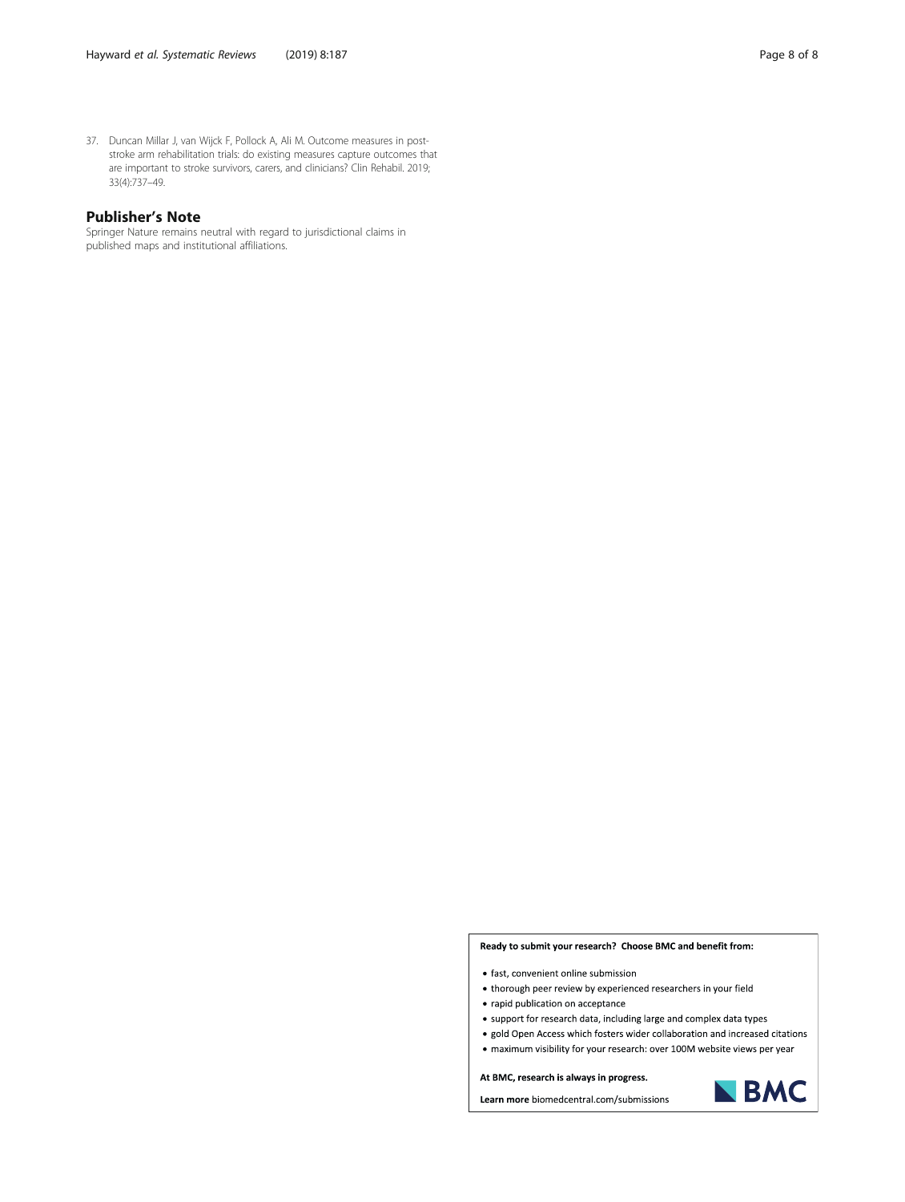37. Duncan Millar J, van Wijck F, Pollock A, Ali M. Outcome measures in post-stroke arm rehabilitation trials: do existing measures capture outcomes that are important to stroke survivors, carers, and clinicians? Clin Rehabil. 2019; 33(4):737–49.

## Publisher's Note

Springer Nature remains neutral with regard to jurisdictional claims in published maps and institutional affiliations.

**Ready to submit your research? Choose BMC and benefit from:**

- fast, convenient online submission
- thorough peer review by experienced researchers in your field
- rapid publication on acceptance
- support for research data, including large and complex data types
- gold Open Access which fosters wider collaboration and increased citations
- maximum visibility for your research: over 100M website views per year

**At BMC, research is always in progress.**

**Learn more** biomedcentral.com/submissions

BMC